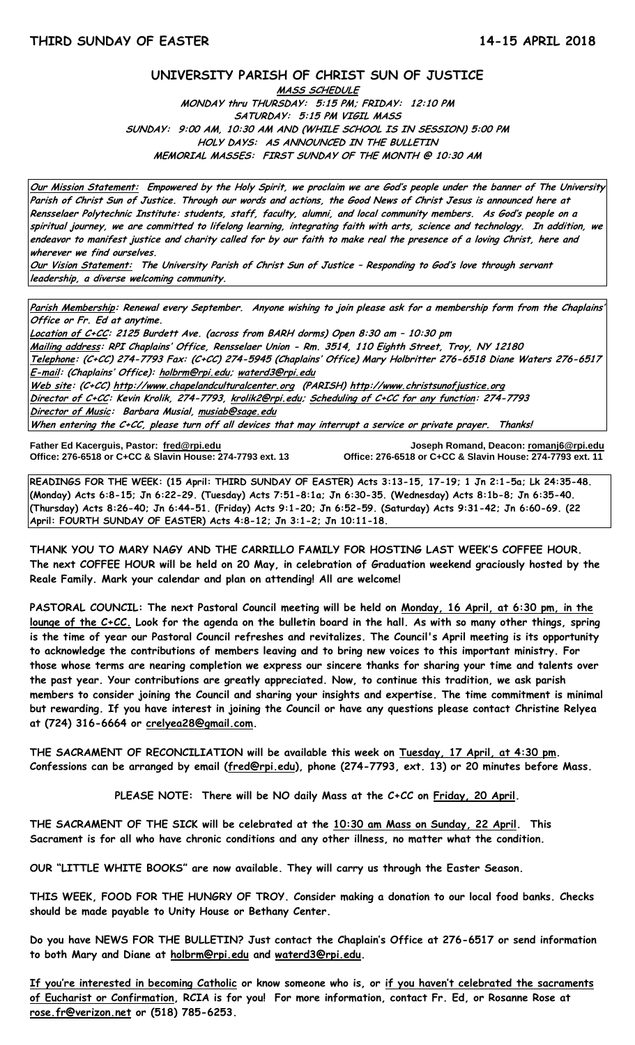**THIRD SUNDAY OF EASTER** **14-15 APRIL 2018**

# UNIVERSITY PARISH OF CHRIST SUN OF JUSTICE

**MASS SCHEDULE**

**MONDAY thru THURSDAY: 5:15 PM; FRIDAY: 12:10 PM**
**SATURDAY: 5:15 PM VIGIL MASS**
**SUNDAY: 9:00 AM, 10:30 AM AND (WHILE SCHOOL IS IN SESSION) 5:00 PM**
**HOLY DAYS: AS ANNOUNCED IN THE BULLETIN**
**MEMORIAL MASSES: FIRST SUNDAY OF THE MONTH @ 10:30 AM**

**Our Mission Statement:** *Empowered by the Holy Spirit, we proclaim we are God's people under the banner of The University Parish of Christ Sun of Justice. Through our words and actions, the Good News of Christ Jesus is announced here at Rensselaer Polytechnic Institute: students, staff, faculty, alumni, and local community members. As God's people on a spiritual journey, we are committed to lifelong learning, integrating faith with arts, science and technology. In addition, we endeavor to manifest justice and charity called for by our faith to make real the presence of a loving Christ, here and wherever we find ourselves.*

**Our Vision Statement:** *The University Parish of Christ Sun of Justice – Responding to God's love through servant leadership, a diverse welcoming community.*

**Parish Membership:** Renewal every September. Anyone wishing to join please ask for a membership form from the Chaplains' Office or Fr. Ed at anytime.
**Location of C+CC:** 2125 Burdett Ave. (across from BARH dorms) Open 8:30 am – 10:30 pm
**Mailing address:** RPI Chaplains' Office, Rensselaer Union - Rm. 3514, 110 Eighth Street, Troy, NY 12180
**Telephone:** (C+CC) 274-7793 Fax: (C+CC) 274-5945 (Chaplains' Office) Mary Holbritter 276-6518 Diane Waters 276-6517
**E-mail:** (Chaplains' Office): holbrm@rpi.edu; waterd3@rpi.edu
**Web site:** (C+CC) http://www.chapelandculturalcenter.org (PARISH) http://www.christsunofjustice.org
**Director of C+CC:** Kevin Krolik, 274-7793, krolik2@rpi.edu; **Scheduling of C+CC for any function:** 274-7793
**Director of Music:** Barbara Musial, musiab@sage.edu
When entering the C+CC, please turn off all devices that may interrupt a service or private prayer. Thanks!

**Father Ed Kacerguis, Pastor:** fred@rpi.edu
**Office:** 276-6518 or C+CC & Slavin House: 274-7793 ext. 13

**Joseph Romand, Deacon:** romanj6@rpi.edu
**Office:** 276-6518 or C+CC & Slavin House: 274-7793 ext. 11

**READINGS FOR THE WEEK: (15 April: THIRD SUNDAY OF EASTER) Acts 3:13-15, 17-19; 1 Jn 2:1-5a; Lk 24:35-48. (Monday) Acts 6:8-15; Jn 6:22-29. (Tuesday) Acts 7:51-8:1a; Jn 6:30-35. (Wednesday) Acts 8:1b-8; Jn 6:35-40. (Thursday) Acts 8:26-40; Jn 6:44-51. (Friday) Acts 9:1-20; Jn 6:52-59. (Saturday) Acts 9:31-42; Jn 6:60-69. (22 April: FOURTH SUNDAY OF EASTER) Acts 4:8-12; Jn 3:1-2; Jn 10:11-18.**

**THANK YOU TO MARY NAGY AND THE CARRILLO FAMILY FOR HOSTING LAST WEEK'S COFFEE HOUR. The next COFFEE HOUR will be held on 20 May, in celebration of Graduation weekend graciously hosted by the Reale Family. Mark your calendar and plan on attending! All are welcome!**

**PASTORAL COUNCIL: The next Pastoral Council meeting will be held on Monday, 16 April, at 6:30 pm, in the lounge of the C+CC. Look for the agenda on the bulletin board in the hall. As with so many other things, spring is the time of year our Pastoral Council refreshes and revitalizes. The Council's April meeting is its opportunity to acknowledge the contributions of members leaving and to bring new voices to this important ministry. For those whose terms are nearing completion we express our sincere thanks for sharing your time and talents over the past year. Your contributions are greatly appreciated. Now, to continue this tradition, we ask parish members to consider joining the Council and sharing your insights and expertise. The time commitment is minimal but rewarding. If you have interest in joining the Council or have any questions please contact Christine Relyea at (724) 316-6664 or crelyea28@gmail.com.**

**THE SACRAMENT OF RECONCILIATION will be available this week on Tuesday, 17 April, at 4:30 pm. Confessions can be arranged by email (fred@rpi.edu), phone (274-7793, ext. 13) or 20 minutes before Mass.**

**PLEASE NOTE: There will be NO daily Mass at the C+CC on Friday, 20 April.**

**THE SACRAMENT OF THE SICK will be celebrated at the 10:30 am Mass on Sunday, 22 April. This Sacrament is for all who have chronic conditions and any other illness, no matter what the condition.**

**OUR "LITTLE WHITE BOOKS" are now available. They will carry us through the Easter Season.**

**THIS WEEK, FOOD FOR THE HUNGRY OF TROY. Consider making a donation to our local food banks. Checks should be made payable to Unity House or Bethany Center.**

**Do you have NEWS FOR THE BULLETIN? Just contact the Chaplain's Office at 276-6517 or send information to both Mary and Diane at holbrm@rpi.edu and waterd3@rpi.edu.**

**If you're interested in becoming Catholic or know someone who is, or if you haven't celebrated the sacraments of Eucharist or Confirmation, RCIA is for you! For more information, contact Fr. Ed, or Rosanne Rose at rose.fr@verizon.net or (518) 785-6253.**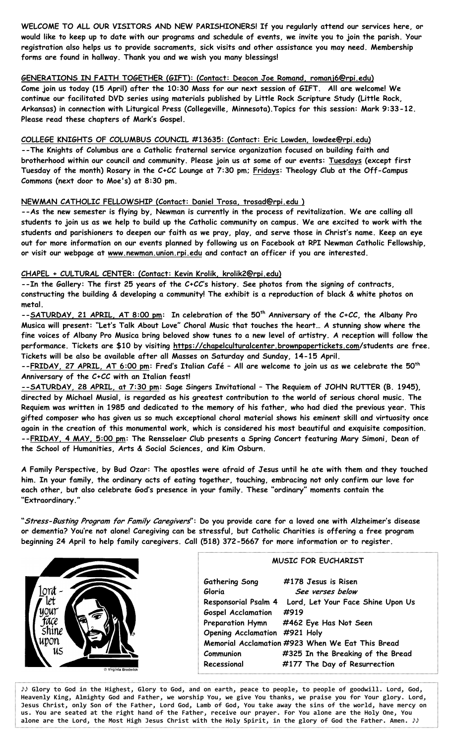**WELCOME TO ALL OUR VISITORS AND NEW PARISHIONERS! If you regularly attend our services here, or would like to keep up to date with our programs and schedule of events, we invite you to join the parish. Your registration also helps us to provide sacraments, sick visits and other assistance you may need. Membership forms are found in hallway. Thank you and we wish you many blessings!**

**GENERATIONS IN FAITH TOGETHER (GIFT): (Contact: Deacon Joe Romand, romanj6@rpi.edu)**
**Come join us today (15 April) after the 10:30 Mass for our next session of GIFT. All are welcome! We continue our facilitated DVD series using materials published by Little Rock Scripture Study (Little Rock, Arkansas) in connection with Liturgical Press (Collegeville, Minnesota).Topics for this session: Mark 9:33-12. Please read these chapters of Mark's Gospel.**

**COLLEGE KNIGHTS OF COLUMBUS COUNCIL #13635: (Contact: Eric Lowden, lowdee@rpi.edu)**
**--The Knights of Columbus are a Catholic fraternal service organization focused on building faith and brotherhood within our council and community. Please join us at some of our events: Tuesdays (except first Tuesday of the month) Rosary in the C+CC Lounge at 7:30 pm; Fridays: Theology Club at the Off-Campus Commons (next door to Moe's) at 8:30 pm.**

**NEWMAN CATHOLIC FELLOWSHIP (Contact: Daniel Trosa, trosad@rpi.edu )**
**--As the new semester is flying by, Newman is currently in the process of revitalization. We are calling all students to join us as we help to build up the Catholic community on campus. We are excited to work with the students and parishioners to deepen our faith as we pray, play, and serve those in Christ's name. Keep an eye out for more information on our events planned by following us on Facebook at RPI Newman Catholic Fellowship, or visit our webpage at www.newman.union.rpi.edu and contact an officer if you are interested.**

**CHAPEL + CULTURAL CENTER: (Contact: Kevin Krolik, krolik2@rpi.edu)**
**--In the Gallery: The first 25 years of the C+CC's history. See photos from the signing of contracts, constructing the building & developing a community! The exhibit is a reproduction of black & white photos on metal.**
**--SATURDAY, 21 APRIL, AT 8:00 pm: In celebration of the 50th Anniversary of the C+CC, the Albany Pro Musica will present: "Let's Talk About Love" Choral Music that touches the heart… A stunning show where the fine voices of Albany Pro Musica bring beloved show tunes to a new level of artistry. A reception will follow the performance. Tickets are $10 by visiting https://chapelculturalcenter.brownpapertickets.com/students are free. Tickets will be also be available after all Masses on Saturday and Sunday, 14-15 April.**
**--FRIDAY, 27 APRIL, AT 6:00 pm: Fred's Italian Café – All are welcome to join us as we celebrate the 50th Anniversary of the C+CC with an Italian feast!**
**--SATURDAY, 28 APRIL, at 7:30 pm: Sage Singers Invitational – The Requiem of JOHN RUTTER (B. 1945), directed by Michael Musial, is regarded as his greatest contribution to the world of serious choral music. The Requiem was written in 1985 and dedicated to the memory of his father, who had died the previous year. This gifted composer who has given us so much exceptional choral material shows his eminent skill and virtuosity once again in the creation of this monumental work, which is considered his most beautiful and exquisite composition.**
**--FRIDAY, 4 MAY, 5:00 pm: The Rensselaer Club presents a Spring Concert featuring Mary Simoni, Dean of the School of Humanities, Arts & Social Sciences, and Kim Osburn.**

**A Family Perspective, by Bud Ozar: The apostles were afraid of Jesus until he ate with them and they touched him. In your family, the ordinary acts of eating together, touching, embracing not only confirm our love for each other, but also celebrate God's presence in your family. These "ordinary" moments contain the "Extraordinary."**

**"*Stress-Busting Program for Family Caregivers*": Do you provide care for a loved one with Alzheimer's disease or dementia? You're not alone! Caregiving can be stressful, but Catholic Charities is offering a free program beginning 24 April to help family caregivers. Call (518) 372-5667 for more information or to register.**

lord - let your face shine upon us

© Virginia Broderick

**MUSIC FOR EUCHARIST**

| | |
|---|---|
| Gathering Song | #178 Jesus is Risen |
| Gloria | *See verses below* |
| Responsorial Psalm 4 | Lord, Let Your Face Shine Upon Us |
| Gospel Acclamation | #919 |
| Preparation Hymn | #462 Eye Has Not Seen |
| Opening Acclamation | #921 Holy |
| Memorial Acclamation | #923 When We Eat This Bread |
| Communion | #325 In the Breaking of the Bread |
| Recessional | #177 The Day of Resurrection |

**♪♪ Glory to God in the Highest, Glory to God, and on earth, peace to people, to people of goodwill. Lord, God, Heavenly King, Almighty God and Father, we worship You, we give You thanks, we praise you for Your glory. Lord, Jesus Christ, only Son of the Father, Lord God, Lamb of God, You take away the sins of the world, have mercy on us. You are seated at the right hand of the Father, receive our prayer. For You alone are the Holy One, You alone are the Lord, the Most High Jesus Christ with the Holy Spirit, in the glory of God the Father. Amen. ♪♪**